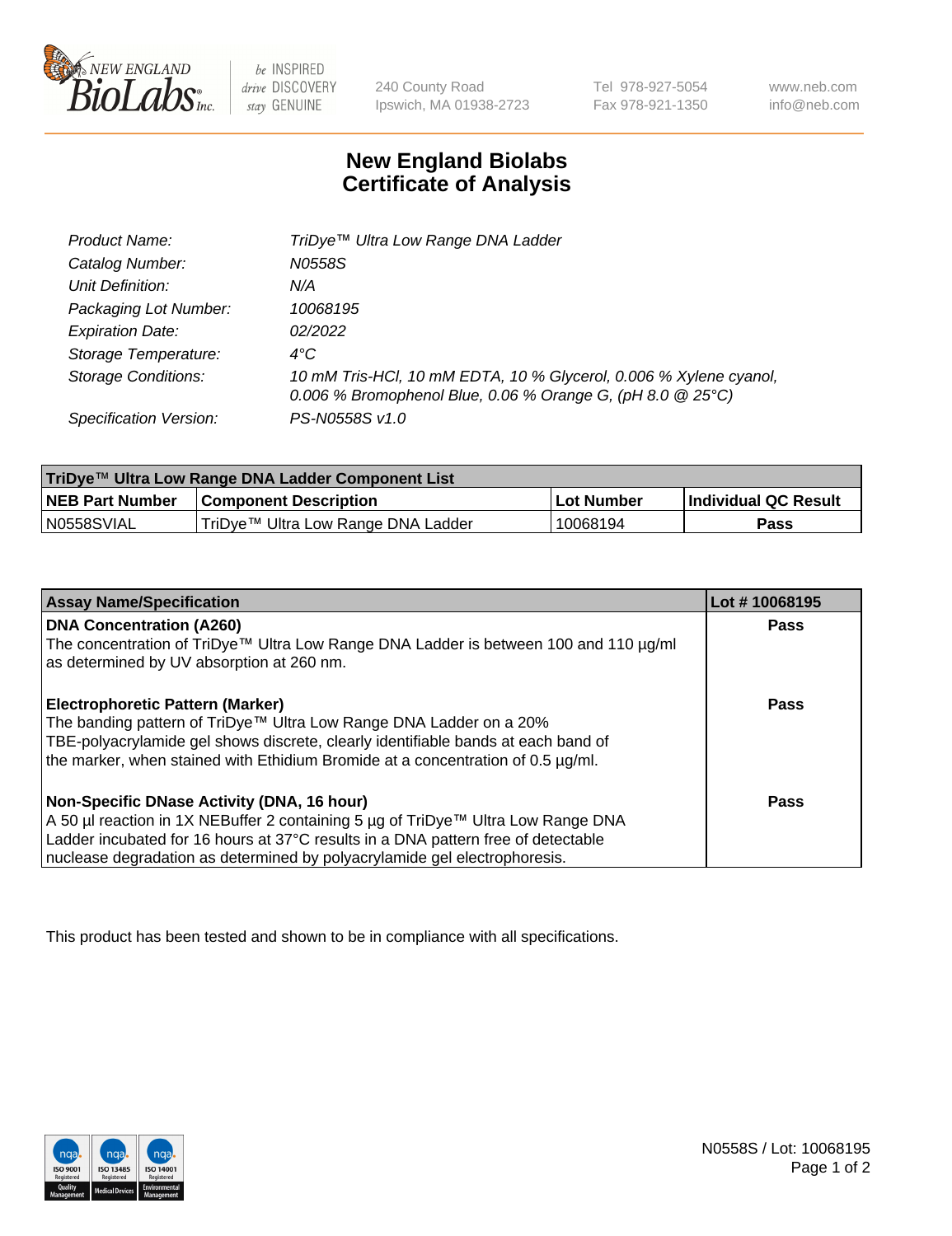# New England Biolabs Certificate of Analysis

| | |
|---|---|
| *Product Name:* | *TriDye™ Ultra Low Range DNA Ladder* |
| *Catalog Number:* | *N0558S* |
| *Unit Definition:* | *N/A* |
| *Packaging Lot Number:* | *10068195* |
| *Expiration Date:* | *02/2022* |
| *Storage Temperature:* | *4°C* |
| *Storage Conditions:* | *10 mM Tris-HCl, 10 mM EDTA, 10 % Glycerol, 0.006 % Xylene cyanol, 0.006 % Bromophenol Blue, 0.06 % Orange G, (pH 8.0 @ 25°C)* |
| *Specification Version:* | *PS-N0558S v1.0* |

| TriDye™ Ultra Low Range DNA Ladder Component List | | | |
|---|---|---|---|
| **NEB Part Number** | **Component Description** | **Lot Number** | **Individual QC Result** |
| N0558SVIAL | TriDye™ Ultra Low Range DNA Ladder | 10068194 | **Pass** |

| Assay Name/Specification | Lot # 10068195 |
|---|---|
| **DNA Concentration (A260)**<br>The concentration of TriDye™ Ultra Low Range DNA Ladder is between 100 and 110 µg/ml as determined by UV absorption at 260 nm. | **Pass** |
| **Electrophoretic Pattern (Marker)**<br>The banding pattern of TriDye™ Ultra Low Range DNA Ladder on a 20% TBE-polyacrylamide gel shows discrete, clearly identifiable bands at each band of the marker, when stained with Ethidium Bromide at a concentration of 0.5 µg/ml. | **Pass** |
| **Non-Specific DNase Activity (DNA, 16 hour)**<br>A 50 µl reaction in 1X NEBuffer 2 containing 5 µg of TriDye™ Ultra Low Range DNA Ladder incubated for 16 hours at 37°C results in a DNA pattern free of detectable nuclease degradation as determined by polyacrylamide gel electrophoresis. | **Pass** |

This product has been tested and shown to be in compliance with all specifications.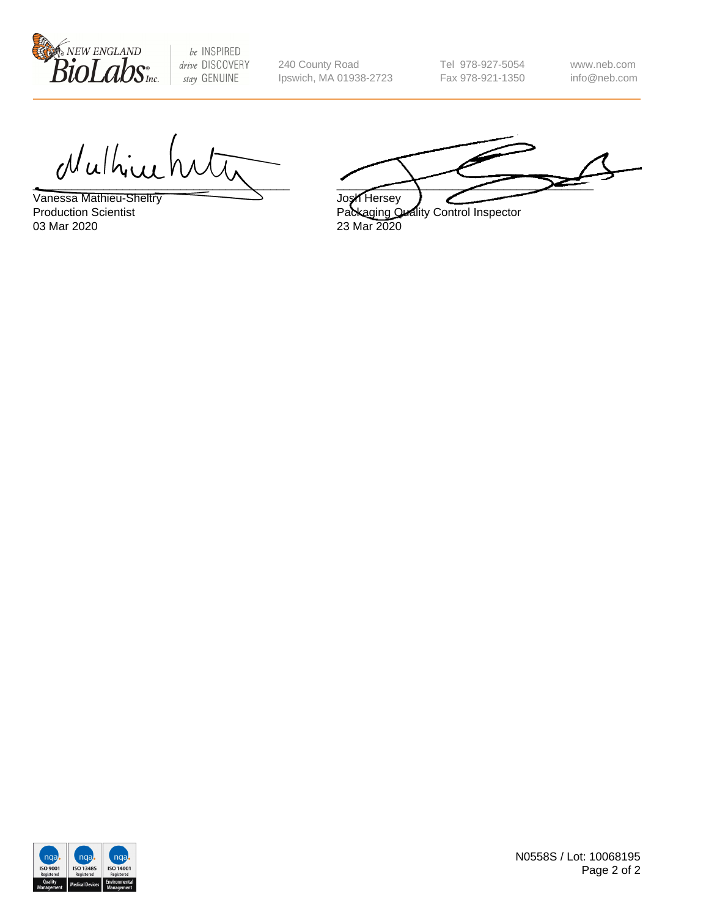Vanessa Mathieu-Sheltry
Production Scientist
03 Mar 2020

Josh Hersey
Packaging Quality Control Inspector
23 Mar 2020

N0558S / Lot: 10068195